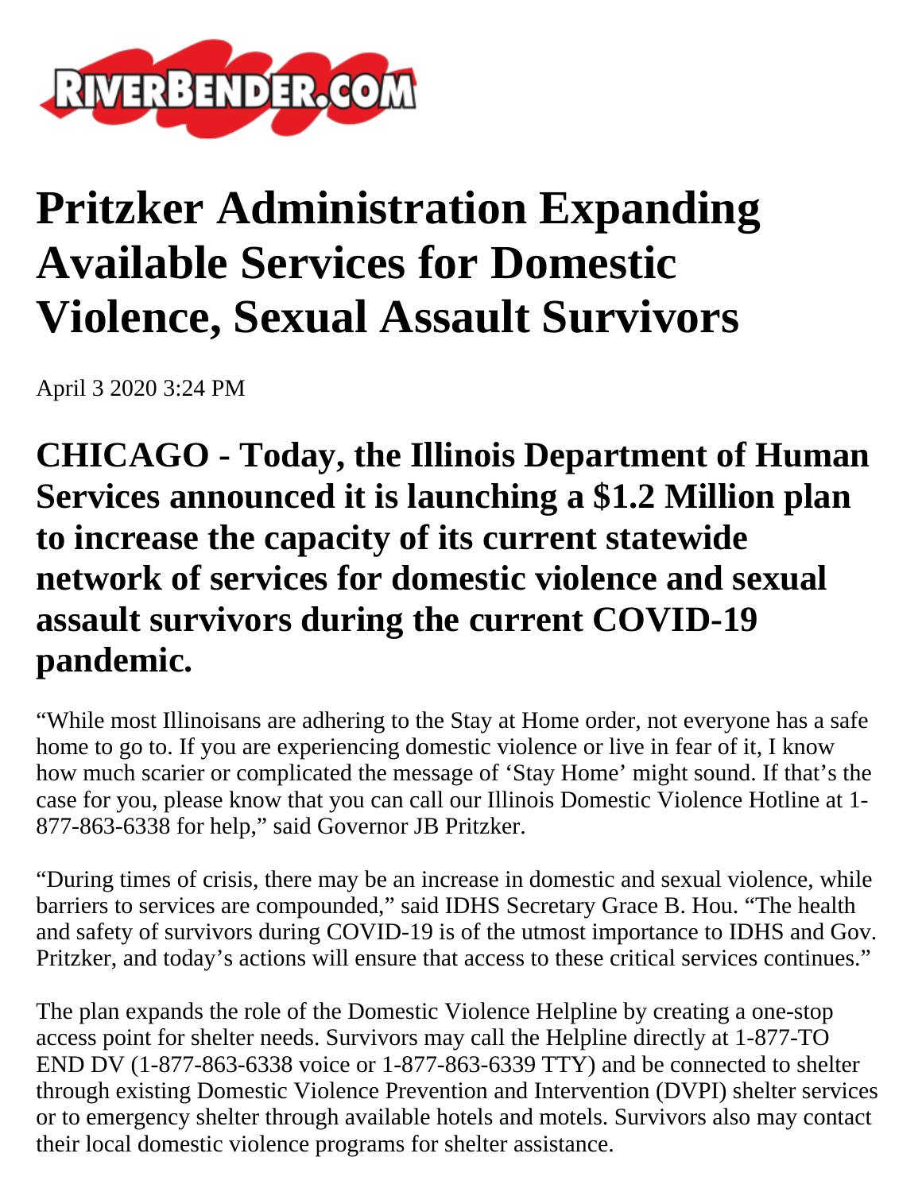RIVERBENDER.COM

# Pritzker Administration Expanding Available Services for Domestic Violence, Sexual Assault Survivors

April 3 2020 3:24 PM

## CHICAGO - Today, the Illinois Department of Human Services announced it is launching a $1.2 Million plan to increase the capacity of its current statewide network of services for domestic violence and sexual assault survivors during the current COVID-19 pandemic.

"While most Illinoisans are adhering to the Stay at Home order, not everyone has a safe home to go to. If you are experiencing domestic violence or live in fear of it, I know how much scarier or complicated the message of 'Stay Home' might sound. If that's the case for you, please know that you can call our Illinois Domestic Violence Hotline at 1-877-863-6338 for help," said Governor JB Pritzker.

"During times of crisis, there may be an increase in domestic and sexual violence, while barriers to services are compounded," said IDHS Secretary Grace B. Hou. "The health and safety of survivors during COVID-19 is of the utmost importance to IDHS and Gov. Pritzker, and today's actions will ensure that access to these critical services continues."

The plan expands the role of the Domestic Violence Helpline by creating a one-stop access point for shelter needs. Survivors may call the Helpline directly at 1-877-TO END DV (1-877-863-6338 voice or 1-877-863-6339 TTY) and be connected to shelter through existing Domestic Violence Prevention and Intervention (DVPI) shelter services or to emergency shelter through available hotels and motels. Survivors also may contact their local domestic violence programs for shelter assistance.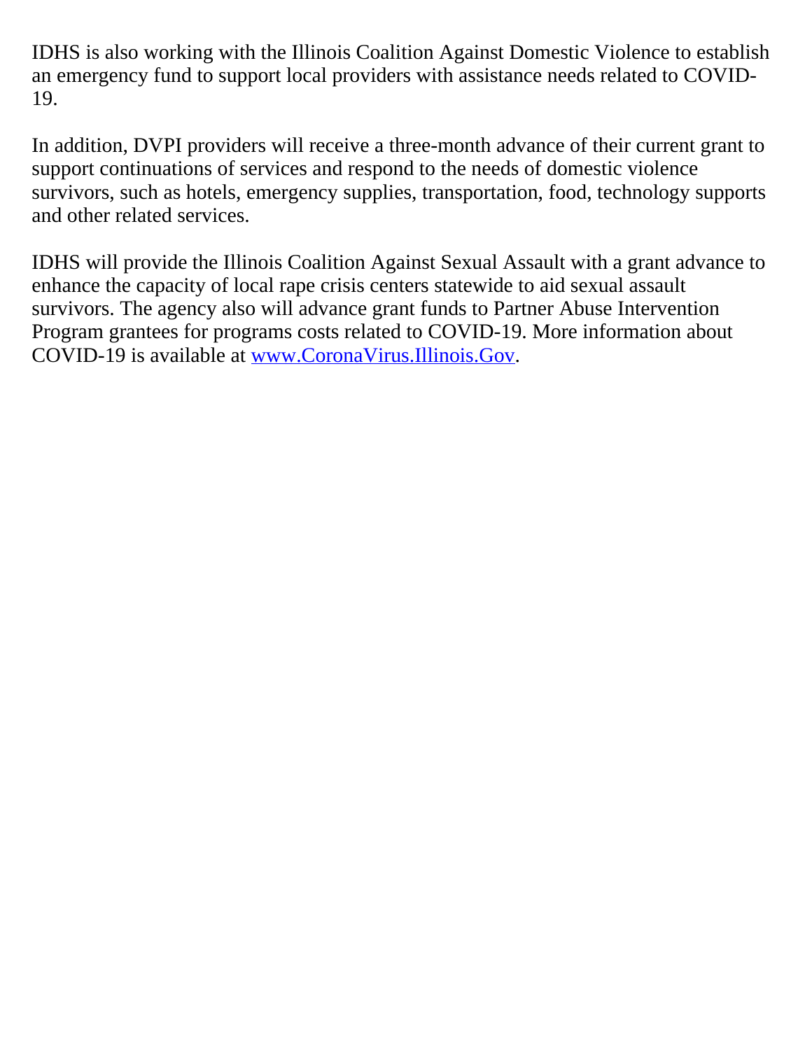IDHS is also working with the Illinois Coalition Against Domestic Violence to establish an emergency fund to support local providers with assistance needs related to COVID-19.

In addition, DVPI providers will receive a three-month advance of their current grant to support continuations of services and respond to the needs of domestic violence survivors, such as hotels, emergency supplies, transportation, food, technology supports and other related services.

IDHS will provide the Illinois Coalition Against Sexual Assault with a grant advance to enhance the capacity of local rape crisis centers statewide to aid sexual assault survivors. The agency also will advance grant funds to Partner Abuse Intervention Program grantees for programs costs related to COVID-19. More information about COVID-19 is available at [www.CoronaVirus.Illinois.Gov](http://www.CoronaVirus.Illinois.Gov).